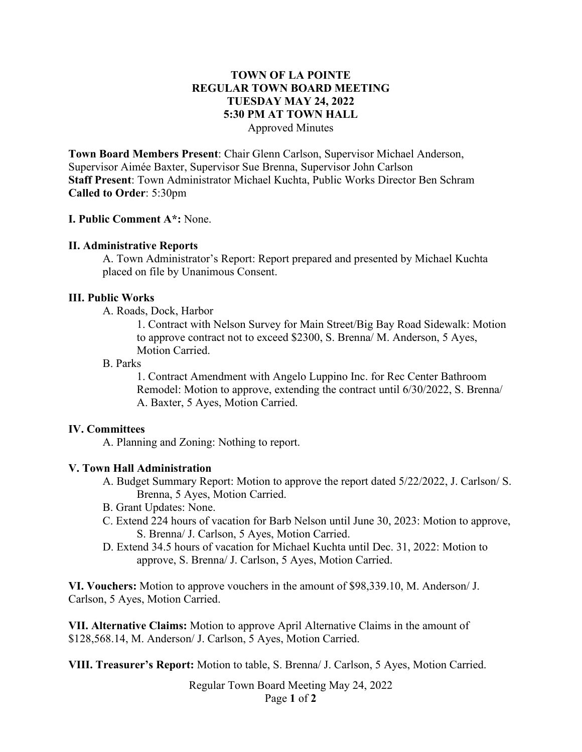# TOWN OF LA POINTE
## REGULAR TOWN BOARD MEETING
## TUESDAY MAY 24, 2022
## 5:30 PM AT TOWN HALL

Approved Minutes

**Town Board Members Present**: Chair Glenn Carlson, Supervisor Michael Anderson, Supervisor Aimée Baxter, Supervisor Sue Brenna, Supervisor John Carlson
**Staff Present**: Town Administrator Michael Kuchta, Public Works Director Ben Schram
**Called to Order**: 5:30pm

**I. Public Comment A*:** None.

**II. Administrative Reports**

A. Town Administrator's Report: Report prepared and presented by Michael Kuchta placed on file by Unanimous Consent.

**III. Public Works**

A. Roads, Dock, Harbor

1. Contract with Nelson Survey for Main Street/Big Bay Road Sidewalk: Motion to approve contract not to exceed $2300, S. Brenna/ M. Anderson, 5 Ayes, Motion Carried.

B. Parks

1. Contract Amendment with Angelo Luppino Inc. for Rec Center Bathroom Remodel: Motion to approve, extending the contract until 6/30/2022, S. Brenna/ A. Baxter, 5 Ayes, Motion Carried.

**IV. Committees**

A. Planning and Zoning: Nothing to report.

**V. Town Hall Administration**

A. Budget Summary Report: Motion to approve the report dated 5/22/2022, J. Carlson/ S. Brenna, 5 Ayes, Motion Carried.

B. Grant Updates: None.

C. Extend 224 hours of vacation for Barb Nelson until June 30, 2023: Motion to approve, S. Brenna/ J. Carlson, 5 Ayes, Motion Carried.

D. Extend 34.5 hours of vacation for Michael Kuchta until Dec. 31, 2022: Motion to approve, S. Brenna/ J. Carlson, 5 Ayes, Motion Carried.

**VI. Vouchers:** Motion to approve vouchers in the amount of $98,339.10, M. Anderson/ J. Carlson, 5 Ayes, Motion Carried.

**VII. Alternative Claims:** Motion to approve April Alternative Claims in the amount of $128,568.14, M. Anderson/ J. Carlson, 5 Ayes, Motion Carried.

**VIII. Treasurer's Report:** Motion to table, S. Brenna/ J. Carlson, 5 Ayes, Motion Carried.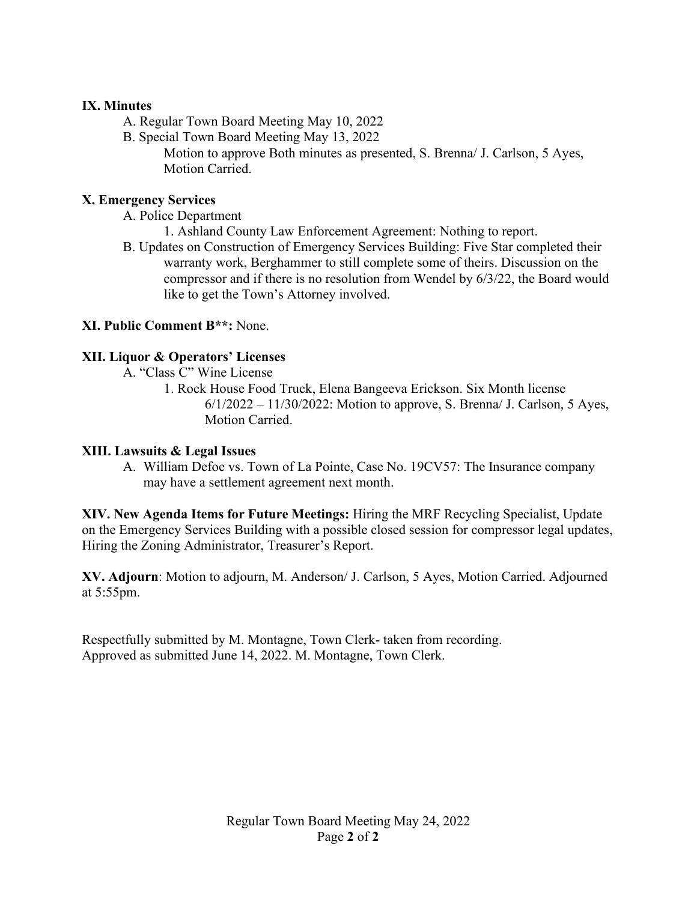**IX. Minutes**

A. Regular Town Board Meeting May 10, 2022

B. Special Town Board Meeting May 13, 2022

Motion to approve Both minutes as presented, S. Brenna/ J. Carlson, 5 Ayes, Motion Carried.

**X. Emergency Services**

A. Police Department

1. Ashland County Law Enforcement Agreement: Nothing to report.

B. Updates on Construction of Emergency Services Building: Five Star completed their warranty work, Berghammer to still complete some of theirs. Discussion on the compressor and if there is no resolution from Wendel by 6/3/22, the Board would like to get the Town's Attorney involved.

**XI. Public Comment B**:** None.

**XII. Liquor & Operators' Licenses**

A. "Class C" Wine License

1. Rock House Food Truck, Elena Bangeeva Erickson. Six Month license 6/1/2022 – 11/30/2022: Motion to approve, S. Brenna/ J. Carlson, 5 Ayes, Motion Carried.

**XIII. Lawsuits & Legal Issues**

A. William Defoe vs. Town of La Pointe, Case No. 19CV57: The Insurance company may have a settlement agreement next month.

**XIV. New Agenda Items for Future Meetings:** Hiring the MRF Recycling Specialist, Update on the Emergency Services Building with a possible closed session for compressor legal updates, Hiring the Zoning Administrator, Treasurer's Report.

**XV. Adjourn**: Motion to adjourn, M. Anderson/ J. Carlson, 5 Ayes, Motion Carried. Adjourned at 5:55pm.

Respectfully submitted by M. Montagne, Town Clerk- taken from recording.
Approved as submitted June 14, 2022. M. Montagne, Town Clerk.